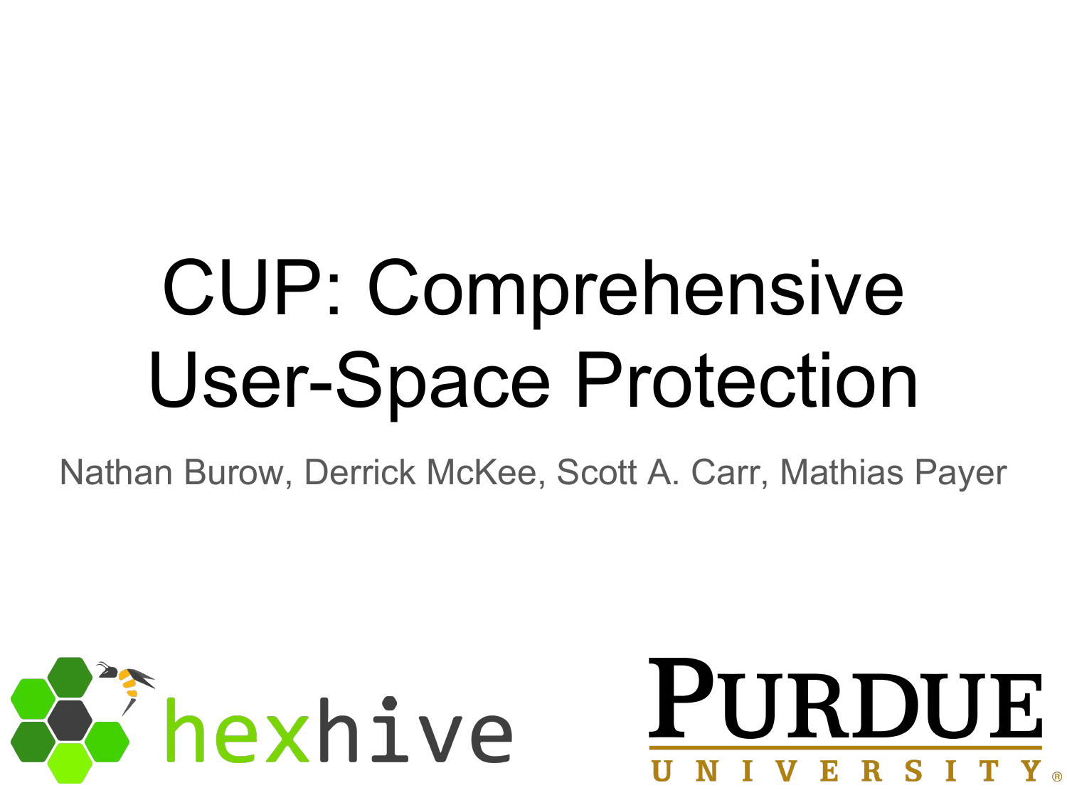# CUP: Comprehensive User-Space Protection

Nathan Burow, Derrick McKee, Scott A. Carr, Mathias Payer

hexhive

PURDUE UNIVERSITY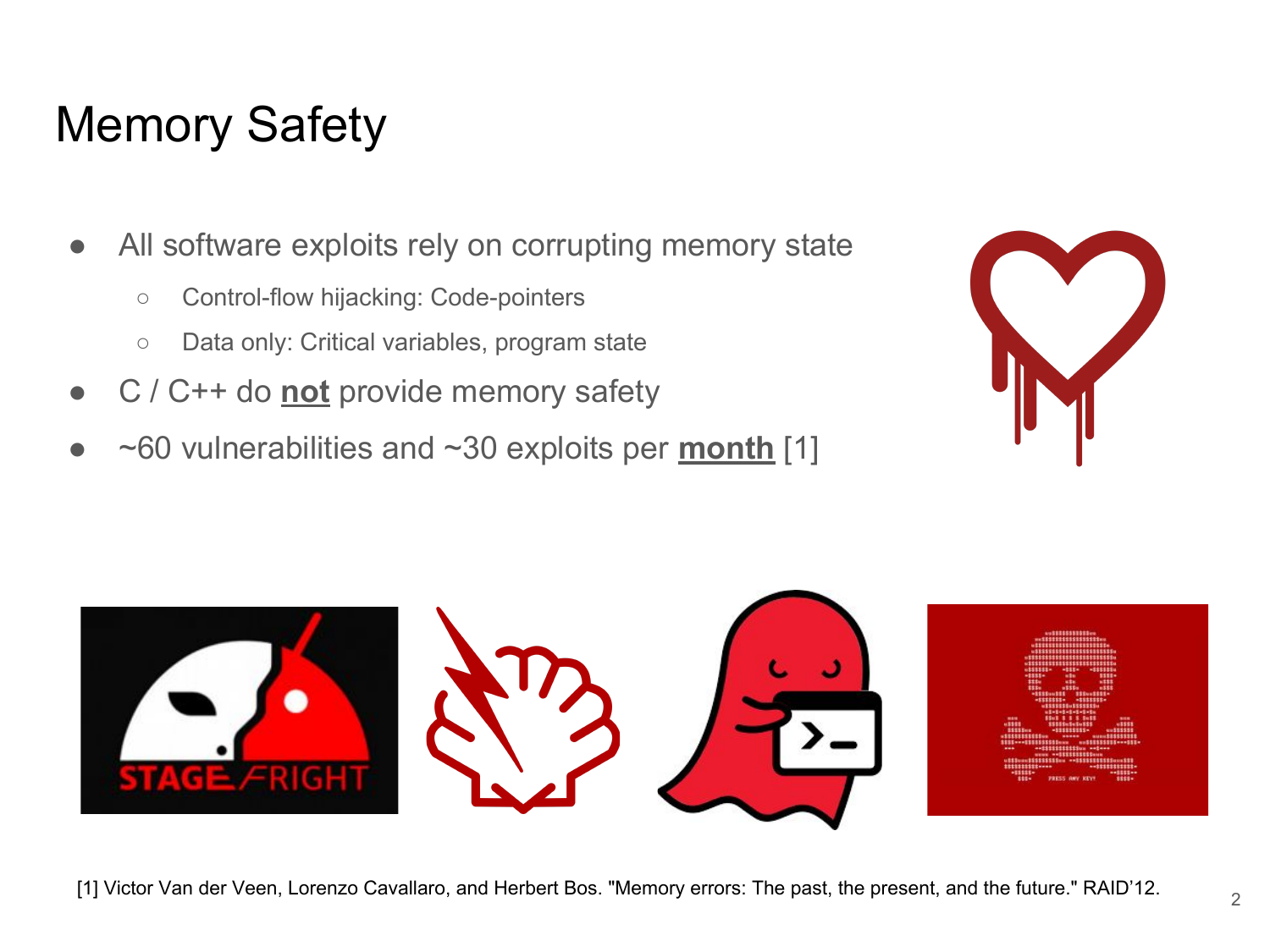# Memory Safety

- All software exploits rely on corrupting memory state
  - Control-flow hijacking: Code-pointers
  - Data only: Critical variables, program state
- C / C++ do **not** provide memory safety
- ~60 vulnerabilities and ~30 exploits per **month** [1]

[1] Victor Van der Veen, Lorenzo Cavallaro, and Herbert Bos. "Memory errors: The past, the present, and the future." RAID'12.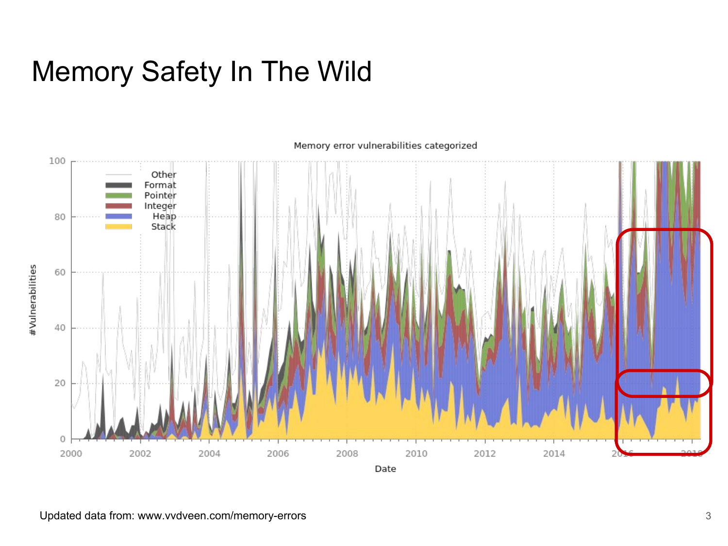# Memory Safety In The Wild

Updated data from: www.vvdveen.com/memory-errors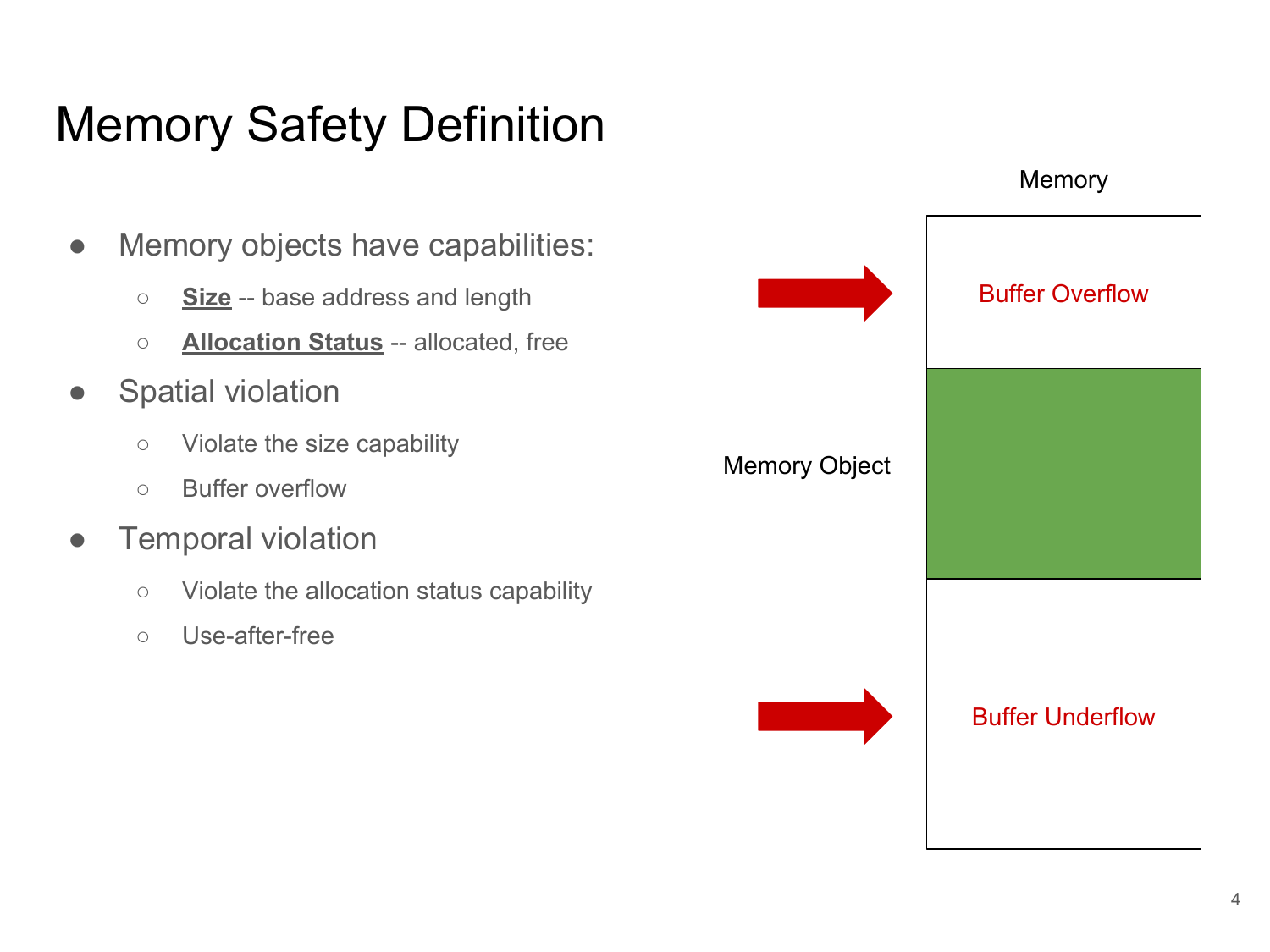# Memory Safety Definition

- Memory objects have capabilities:
  - **Size** -- base address and length
  - **Allocation Status** -- allocated, free
- Spatial violation
  - Violate the size capability
  - Buffer overflow
- Temporal violation
  - Violate the allocation status capability
  - Use-after-free

Memory

Buffer Overflow

Memory Object

Buffer Underflow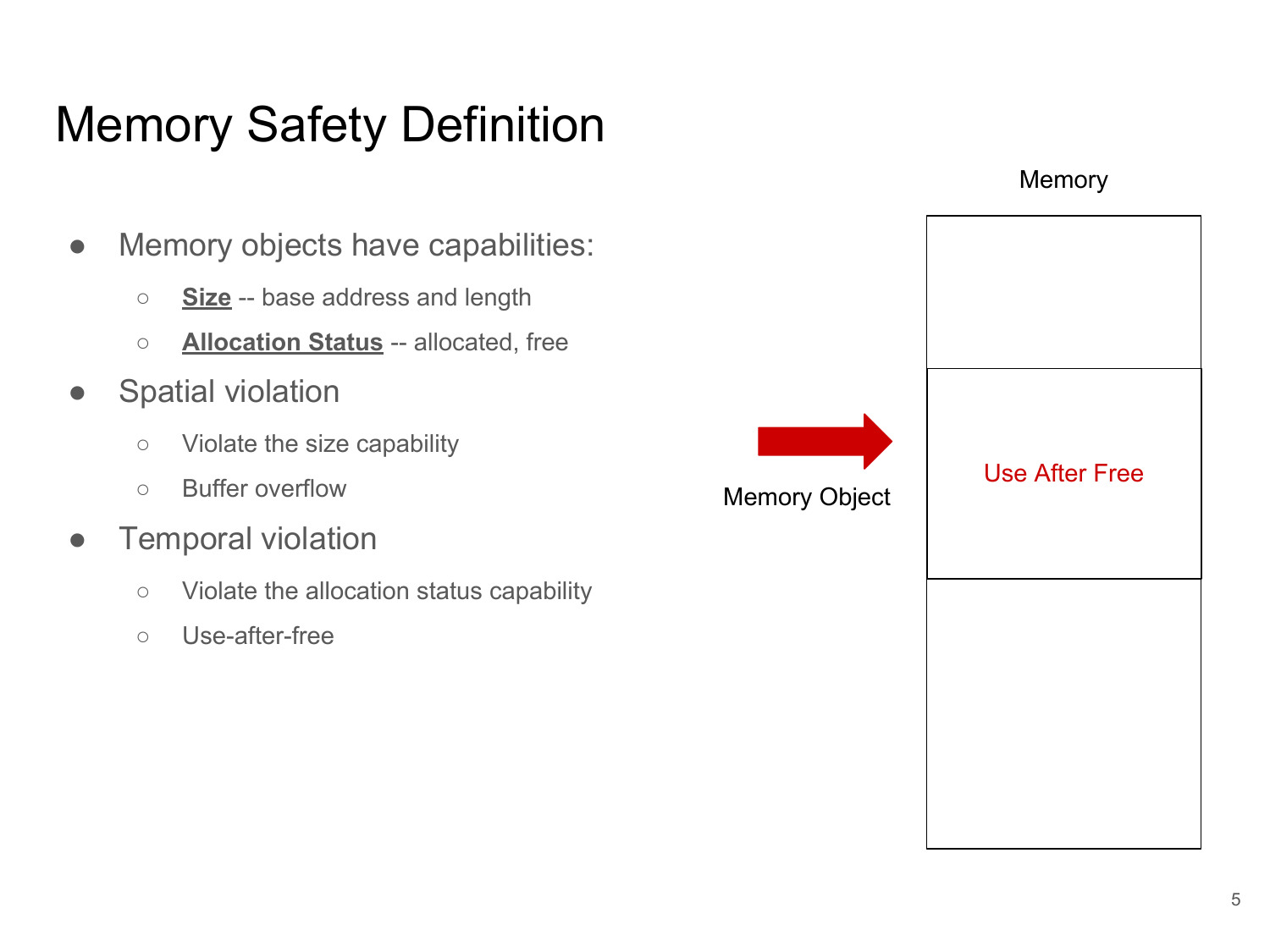# Memory Safety Definition

- Memory objects have capabilities:
  - **Size** -- base address and length
  - **Allocation Status** -- allocated, free
- Spatial violation
  - Violate the size capability
  - Buffer overflow
- Temporal violation
  - Violate the allocation status capability
  - Use-after-free

Memory

Memory Object

Use After Free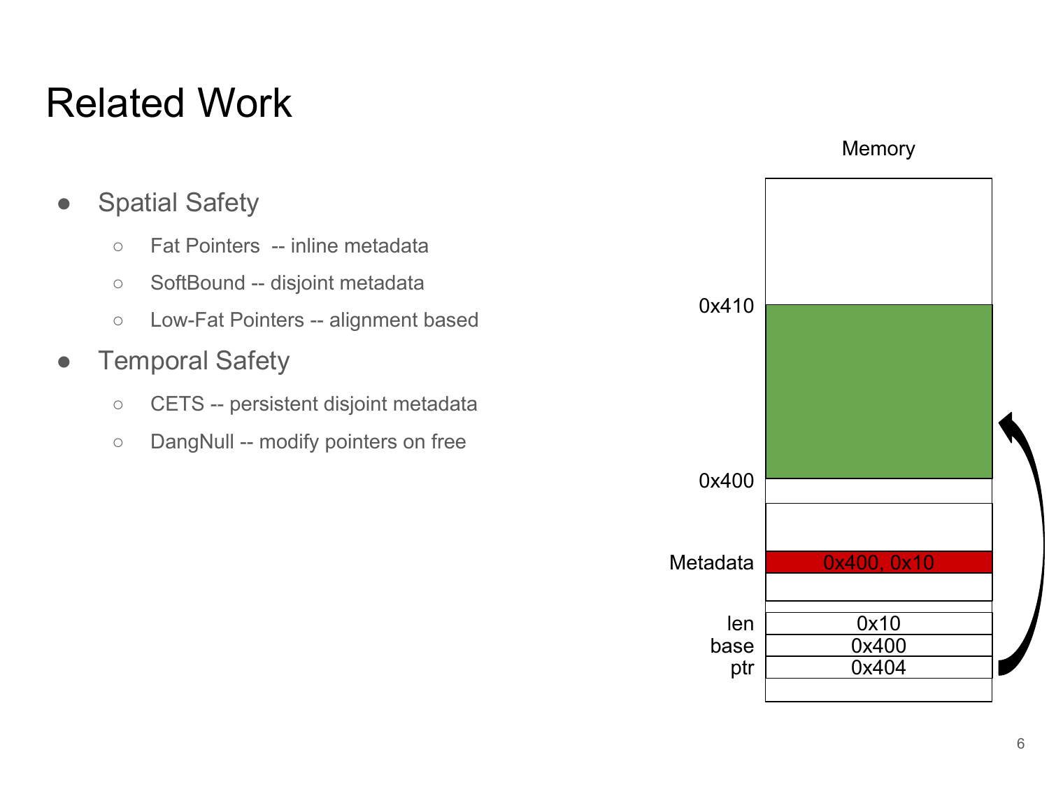# Related Work

- Spatial Safety
  - Fat Pointers -- inline metadata
  - SoftBound -- disjoint metadata
  - Low-Fat Pointers -- alignment based
- Temporal Safety
  - CETS -- persistent disjoint metadata
  - DangNull -- modify pointers on free

Memory

0x410

0x400

Metadata: 0x400, 0x10

len: 0x10

base: 0x400

ptr: 0x404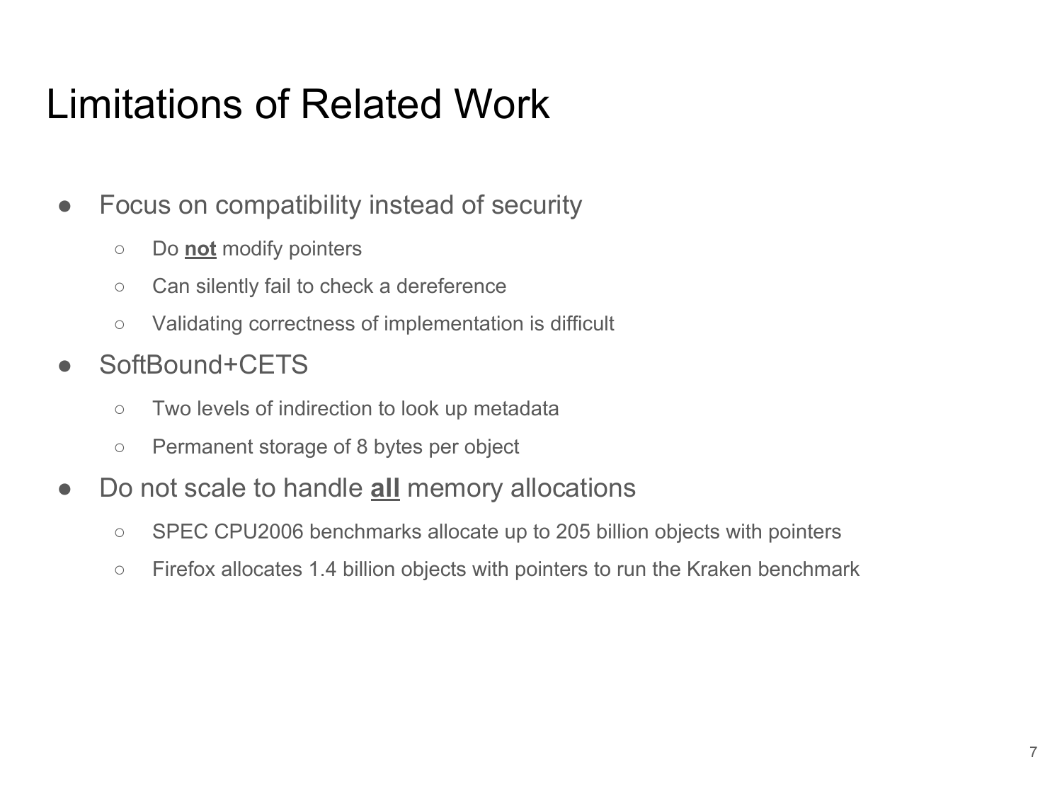# Limitations of Related Work

- Focus on compatibility instead of security
  - Do **not** modify pointers
  - Can silently fail to check a dereference
  - Validating correctness of implementation is difficult
- SoftBound+CETS
  - Two levels of indirection to look up metadata
  - Permanent storage of 8 bytes per object
- Do not scale to handle **all** memory allocations
  - SPEC CPU2006 benchmarks allocate up to 205 billion objects with pointers
  - Firefox allocates 1.4 billion objects with pointers to run the Kraken benchmark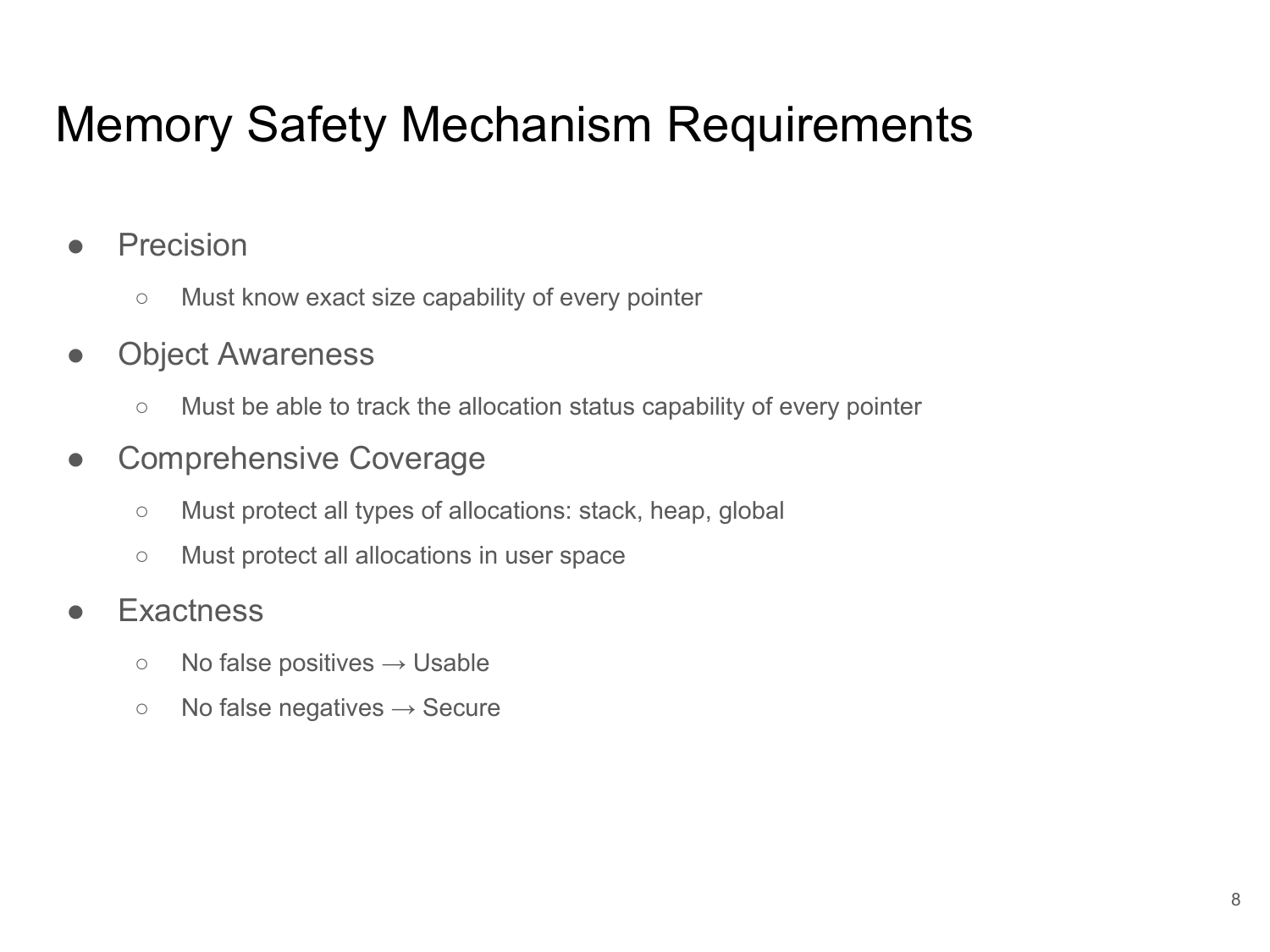# Memory Safety Mechanism Requirements

- Precision
  - Must know exact size capability of every pointer
- Object Awareness
  - Must be able to track the allocation status capability of every pointer
- Comprehensive Coverage
  - Must protect all types of allocations: stack, heap, global
  - Must protect all allocations in user space
- Exactness
  - No false positives → Usable
  - No false negatives → Secure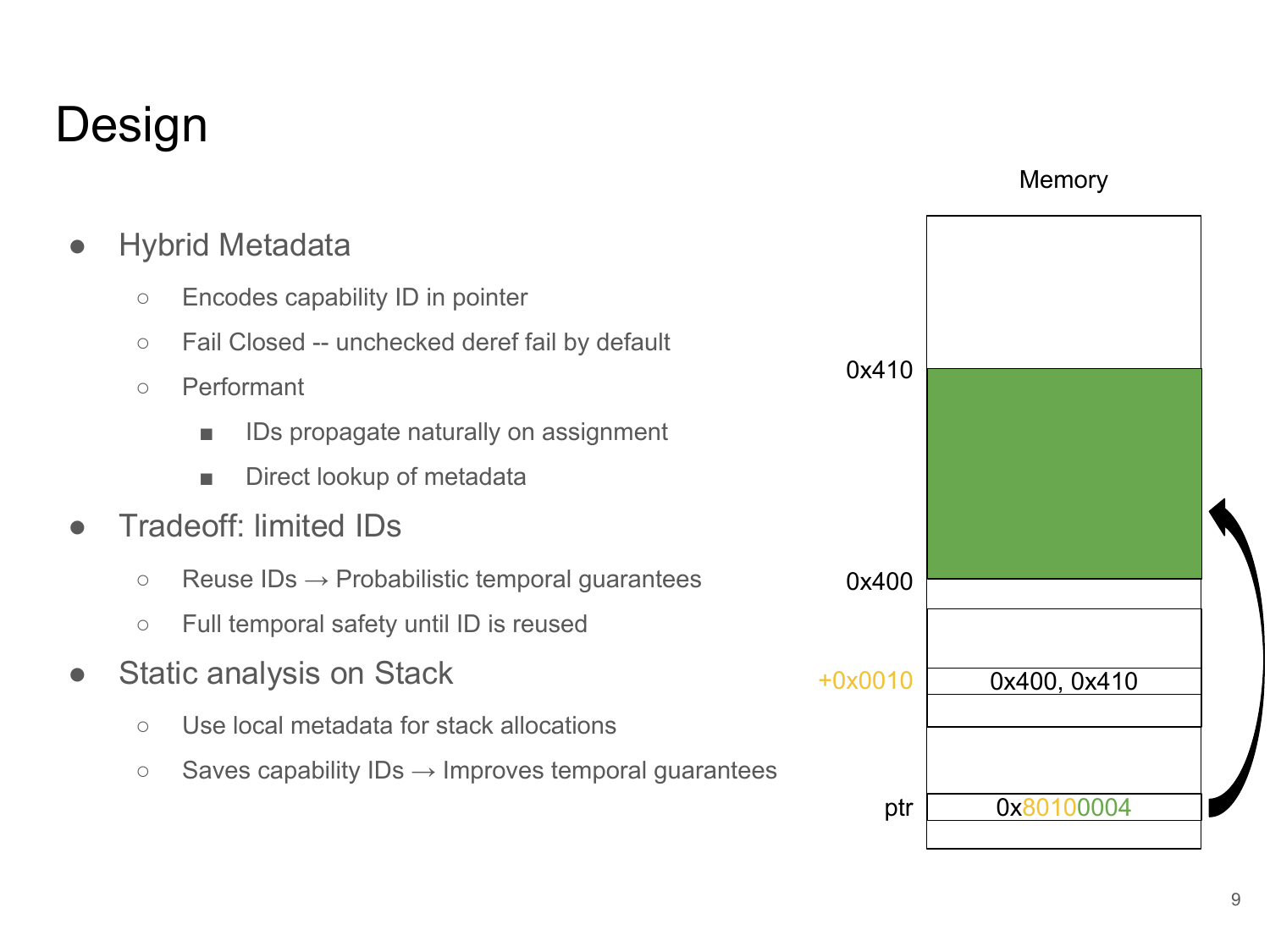# Design

- Hybrid Metadata
  - Encodes capability ID in pointer
  - Fail Closed -- unchecked deref fail by default
  - Performant
    - IDs propagate naturally on assignment
    - Direct lookup of metadata
- Tradeoff: limited IDs
  - Reuse IDs → Probabilistic temporal guarantees
  - Full temporal safety until ID is reused
- Static analysis on Stack
  - Use local metadata for stack allocations
  - Saves capability IDs → Improves temporal guarantees

Memory

0x410

0x400

+0x0010 | 0x400, 0x410

ptr | 0x80100004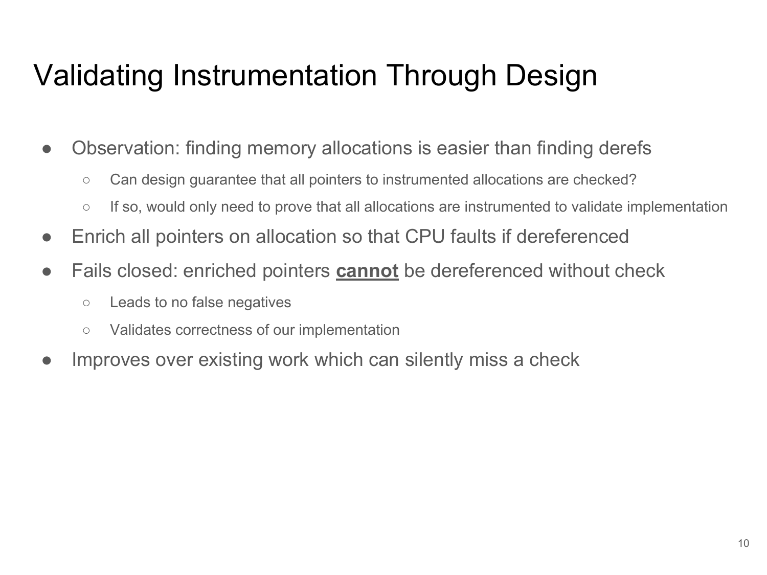# Validating Instrumentation Through Design

- Observation: finding memory allocations is easier than finding derefs
  - Can design guarantee that all pointers to instrumented allocations are checked?
  - If so, would only need to prove that all allocations are instrumented to validate implementation
- Enrich all pointers on allocation so that CPU faults if dereferenced
- Fails closed: enriched pointers **cannot** be dereferenced without check
  - Leads to no false negatives
  - Validates correctness of our implementation
- Improves over existing work which can silently miss a check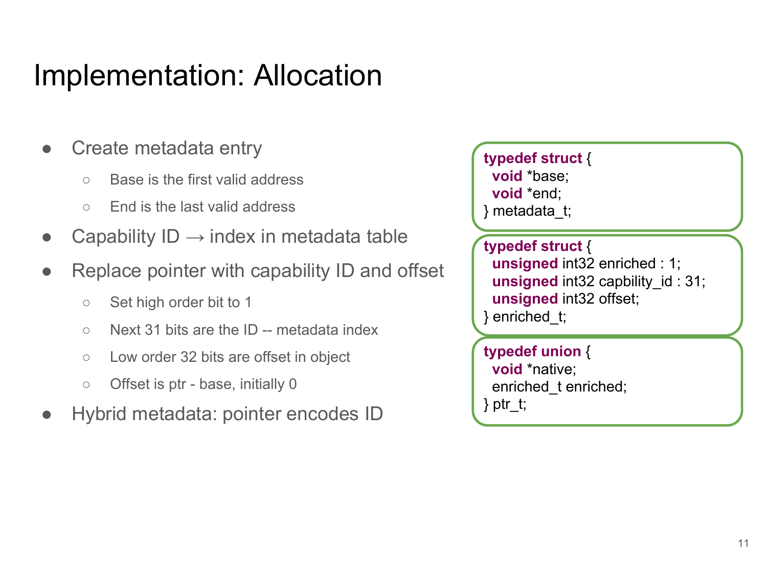# Implementation: Allocation

- Create metadata entry
  - Base is the first valid address
  - End is the last valid address
- Capability ID → index in metadata table
- Replace pointer with capability ID and offset
  - Set high order bit to 1
  - Next 31 bits are the ID -- metadata index
  - Low order 32 bits are offset in object
  - Offset is ptr - base, initially 0
- Hybrid metadata: pointer encodes ID

```
typedef struct {
  void *base;
  void *end;
} metadata_t;
```

```
typedef struct {
  unsigned int32 enriched : 1;
  unsigned int32 capbility_id : 31;
  unsigned int32 offset;
} enriched_t;
```

```
typedef union {
  void *native;
  enriched_t enriched;
} ptr_t;
```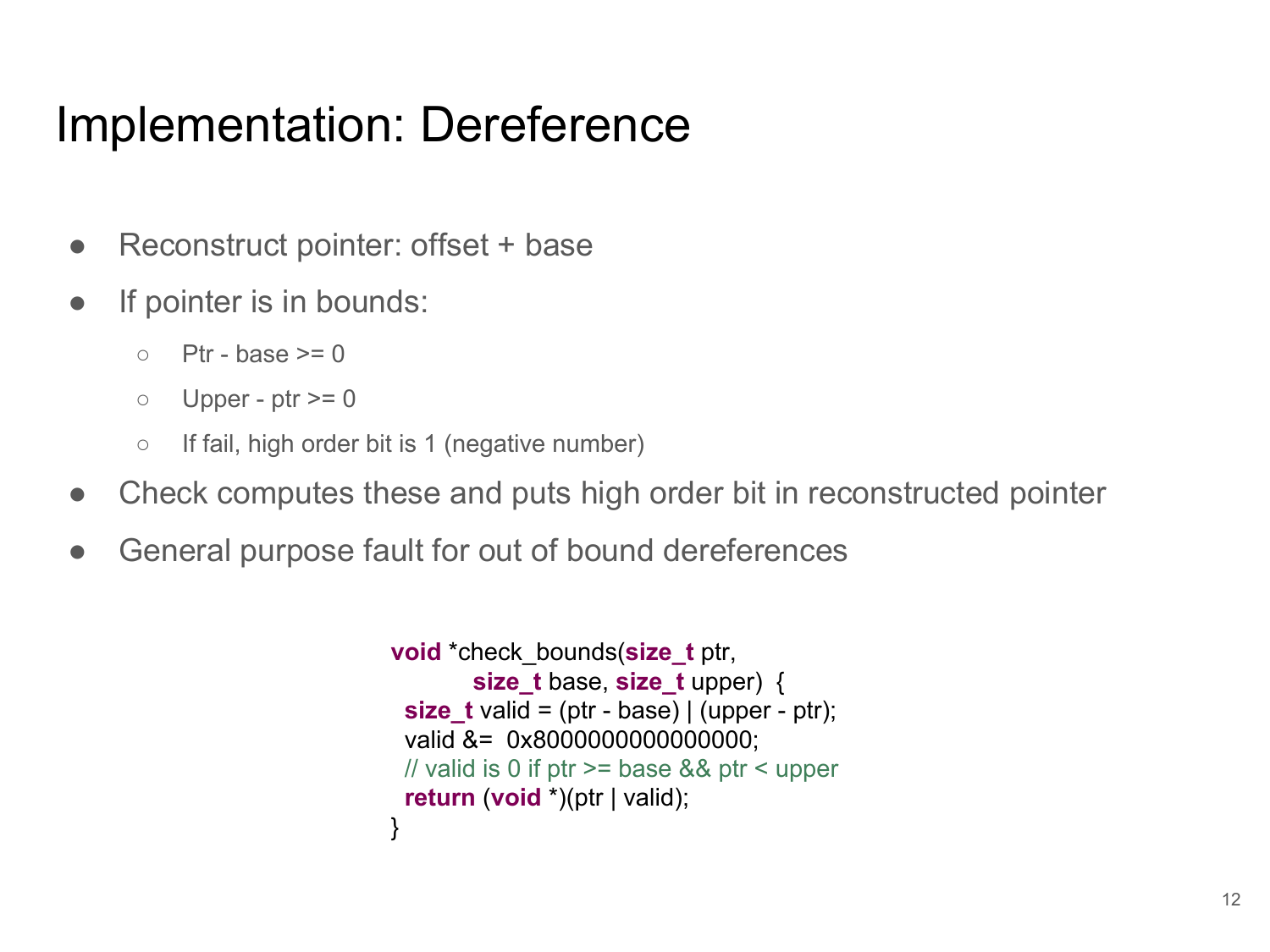# Implementation: Dereference

- Reconstruct pointer: offset + base
- If pointer is in bounds:
  - Ptr - base >= 0
  - Upper - ptr >= 0
  - If fail, high order bit is 1 (negative number)
- Check computes these and puts high order bit in reconstructed pointer
- General purpose fault for out of bound dereferences

```
void *check_bounds(size_t ptr,
          size_t base, size_t upper)  {
  size_t valid = (ptr - base) | (upper - ptr);
  valid &=  0x8000000000000000;
  // valid is 0 if ptr >= base && ptr < upper
  return (void *)(ptr | valid);
}
```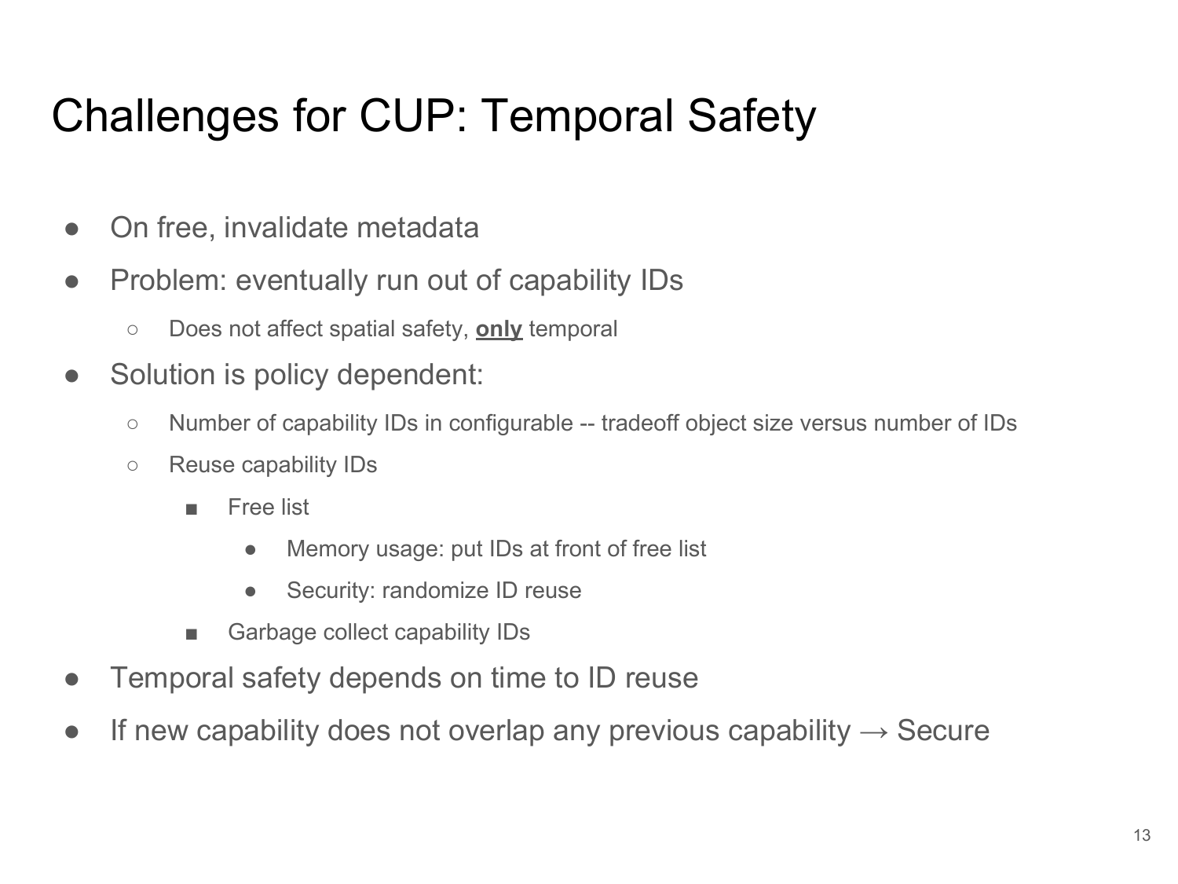# Challenges for CUP: Temporal Safety

- On free, invalidate metadata
- Problem: eventually run out of capability IDs
  - Does not affect spatial safety, **<u>only</u>** temporal
- Solution is policy dependent:
  - Number of capability IDs in configurable -- tradeoff object size versus number of IDs
  - Reuse capability IDs
    - Free list
      - Memory usage: put IDs at front of free list
      - Security: randomize ID reuse
    - Garbage collect capability IDs
- Temporal safety depends on time to ID reuse
- If new capability does not overlap any previous capability → Secure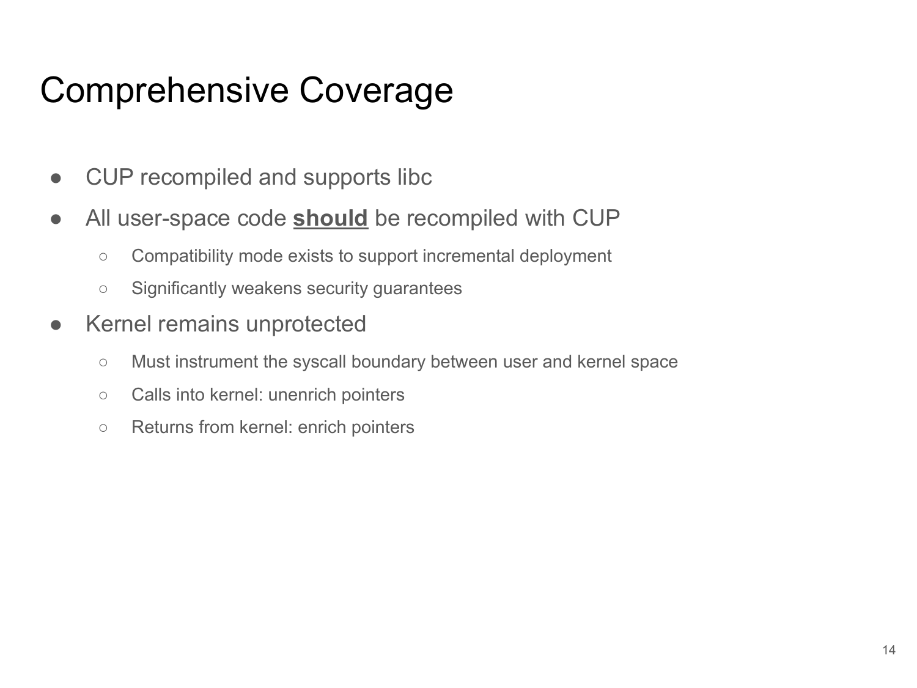# Comprehensive Coverage

- CUP recompiled and supports libc
- All user-space code **should** be recompiled with CUP
  - Compatibility mode exists to support incremental deployment
  - Significantly weakens security guarantees
- Kernel remains unprotected
  - Must instrument the syscall boundary between user and kernel space
  - Calls into kernel: unenrich pointers
  - Returns from kernel: enrich pointers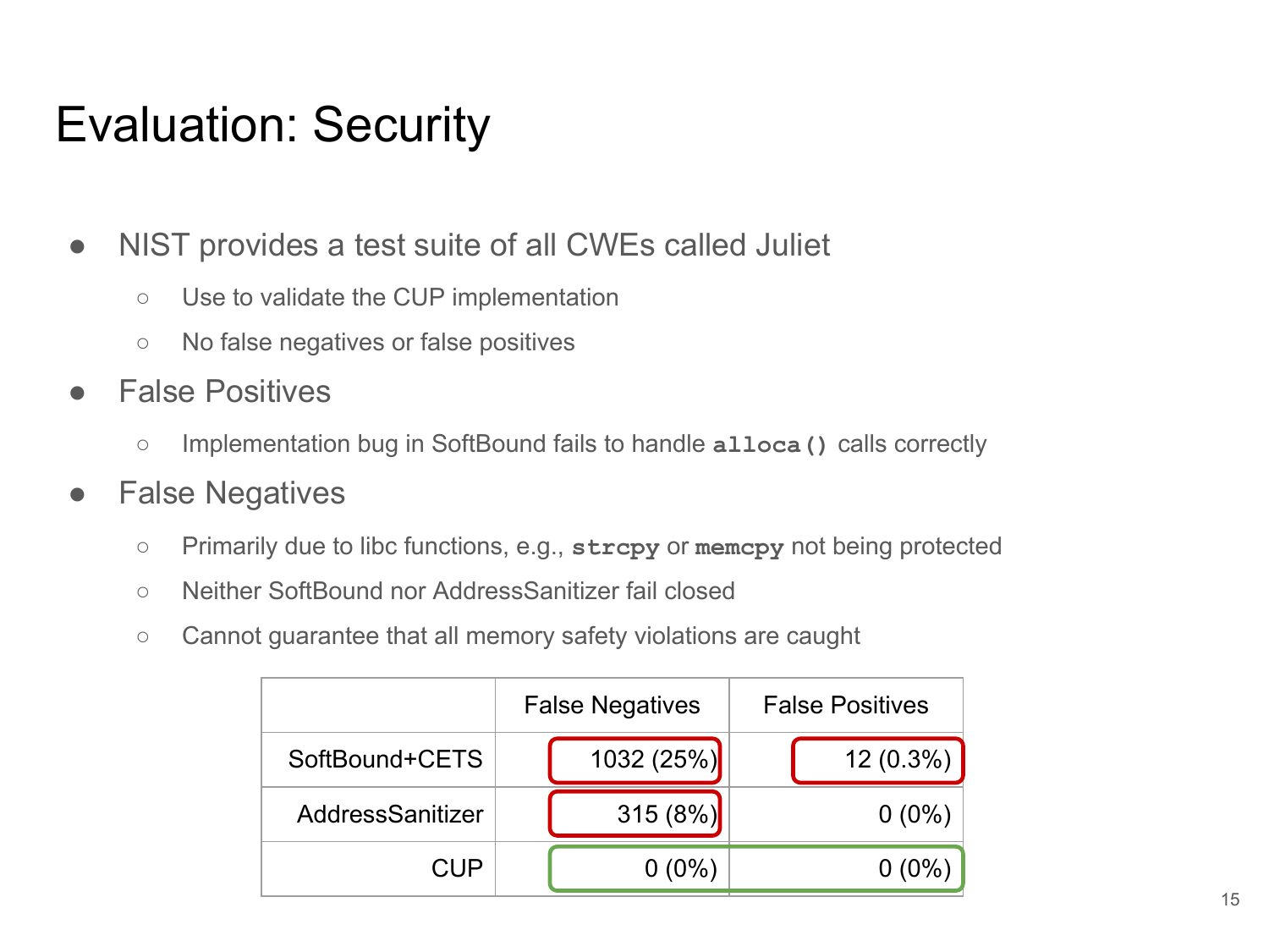# Evaluation: Security

- NIST provides a test suite of all CWEs called Juliet
  - Use to validate the CUP implementation
  - No false negatives or false positives
- False Positives
  - Implementation bug in SoftBound fails to handle `alloca()` calls correctly
- False Negatives
  - Primarily due to libc functions, e.g., `strcpy` or `memcpy` not being protected
  - Neither SoftBound nor AddressSanitizer fail closed
  - Cannot guarantee that all memory safety violations are caught

| | False Negatives | False Positives |
|---|---|---|
| SoftBound+CETS | 1032 (25%) | 12 (0.3%) |
| AddressSanitizer | 315 (8%) | 0 (0%) |
| CUP | 0 (0%) | 0 (0%) |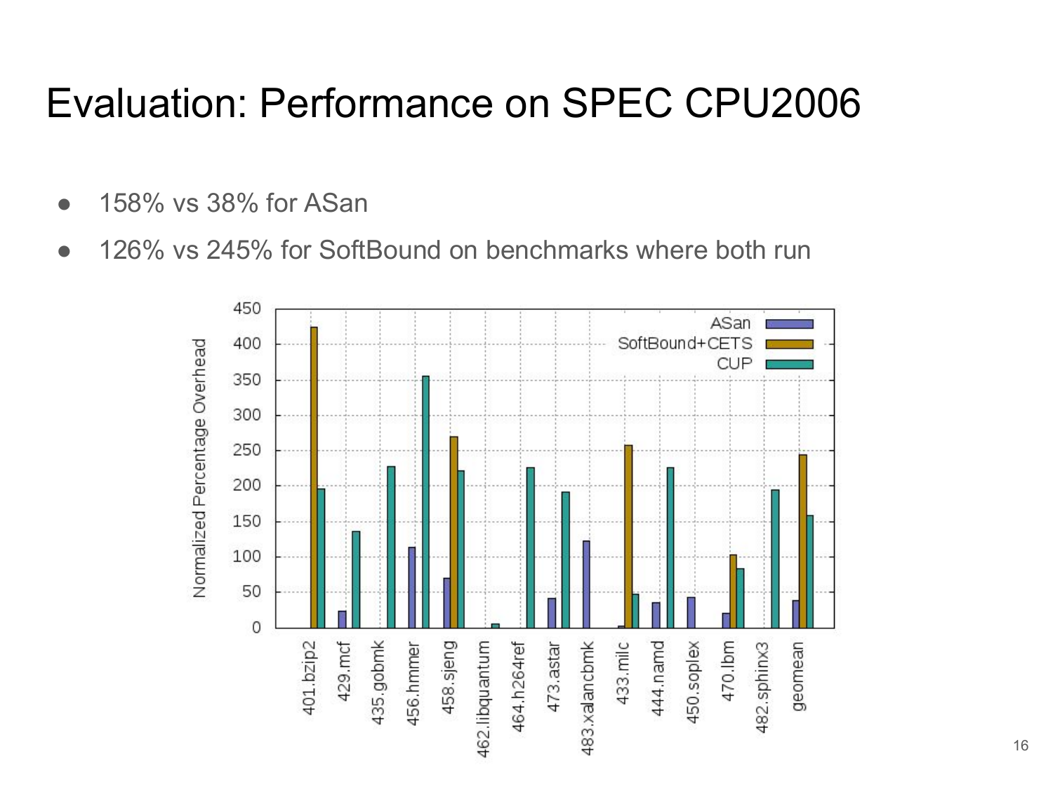# Evaluation: Performance on SPEC CPU2006

- 158% vs 38% for ASan
- 126% vs 245% for SoftBound on benchmarks where both run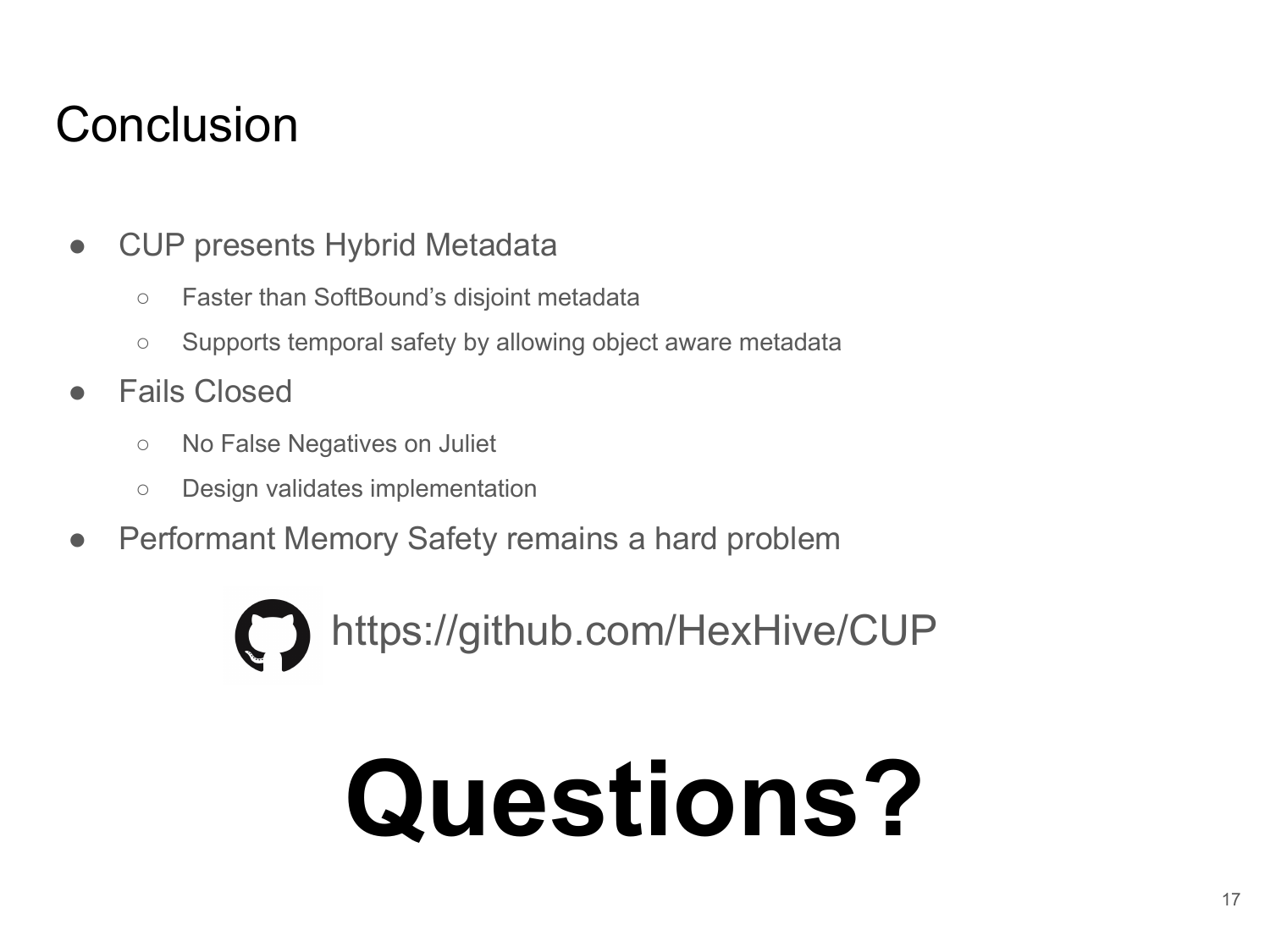# Conclusion

- CUP presents Hybrid Metadata
  - Faster than SoftBound's disjoint metadata
  - Supports temporal safety by allowing object aware metadata
- Fails Closed
  - No False Negatives on Juliet
  - Design validates implementation
- Performant Memory Safety remains a hard problem

https://github.com/HexHive/CUP

# Questions?